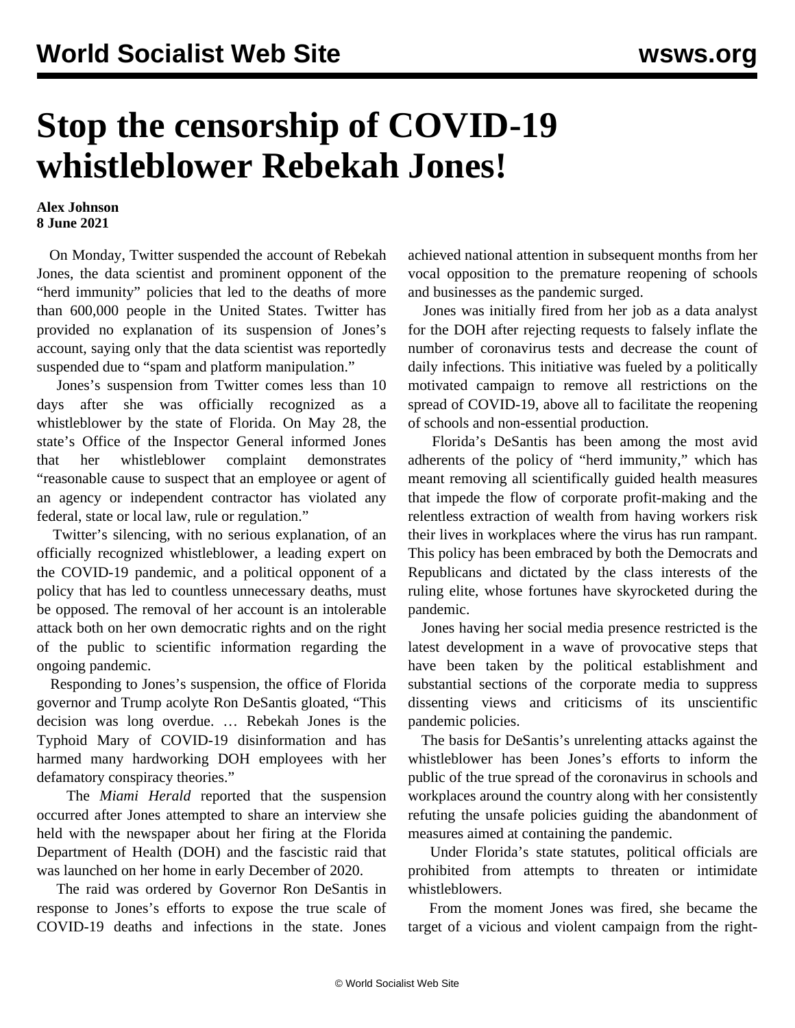# Stop the censorship of COVID-19 whistleblower Rebekah Jones!

**Alex Johnson**
**8 June 2021**

On Monday, Twitter suspended the account of Rebekah Jones, the data scientist and prominent opponent of the "herd immunity" policies that led to the deaths of more than 600,000 people in the United States. Twitter has provided no explanation of its suspension of Jones's account, saying only that the data scientist was reportedly suspended due to "spam and platform manipulation."

Jones's suspension from Twitter comes less than 10 days after she was officially recognized as a whistleblower by the state of Florida. On May 28, the state's Office of the Inspector General informed Jones that her whistleblower complaint demonstrates "reasonable cause to suspect that an employee or agent of an agency or independent contractor has violated any federal, state or local law, rule or regulation."

Twitter's silencing, with no serious explanation, of an officially recognized whistleblower, a leading expert on the COVID-19 pandemic, and a political opponent of a policy that has led to countless unnecessary deaths, must be opposed. The removal of her account is an intolerable attack both on her own democratic rights and on the right of the public to scientific information regarding the ongoing pandemic.

Responding to Jones's suspension, the office of Florida governor and Trump acolyte Ron DeSantis gloated, "This decision was long overdue. … Rebekah Jones is the Typhoid Mary of COVID-19 disinformation and has harmed many hardworking DOH employees with her defamatory conspiracy theories."

The *Miami Herald* reported that the suspension occurred after Jones attempted to share an interview she held with the newspaper about her firing at the Florida Department of Health (DOH) and the fascistic raid that was launched on her home in early December of 2020.

The raid was ordered by Governor Ron DeSantis in response to Jones's efforts to expose the true scale of COVID-19 deaths and infections in the state. Jones achieved national attention in subsequent months from her vocal opposition to the premature reopening of schools and businesses as the pandemic surged.

Jones was initially fired from her job as a data analyst for the DOH after rejecting requests to falsely inflate the number of coronavirus tests and decrease the count of daily infections. This initiative was fueled by a politically motivated campaign to remove all restrictions on the spread of COVID-19, above all to facilitate the reopening of schools and non-essential production.

Florida's DeSantis has been among the most avid adherents of the policy of "herd immunity," which has meant removing all scientifically guided health measures that impede the flow of corporate profit-making and the relentless extraction of wealth from having workers risk their lives in workplaces where the virus has run rampant. This policy has been embraced by both the Democrats and Republicans and dictated by the class interests of the ruling elite, whose fortunes have skyrocketed during the pandemic.

Jones having her social media presence restricted is the latest development in a wave of provocative steps that have been taken by the political establishment and substantial sections of the corporate media to suppress dissenting views and criticisms of its unscientific pandemic policies.

The basis for DeSantis's unrelenting attacks against the whistleblower has been Jones's efforts to inform the public of the true spread of the coronavirus in schools and workplaces around the country along with her consistently refuting the unsafe policies guiding the abandonment of measures aimed at containing the pandemic.

Under Florida's state statutes, political officials are prohibited from attempts to threaten or intimidate whistleblowers.

From the moment Jones was fired, she became the target of a vicious and violent campaign from the right-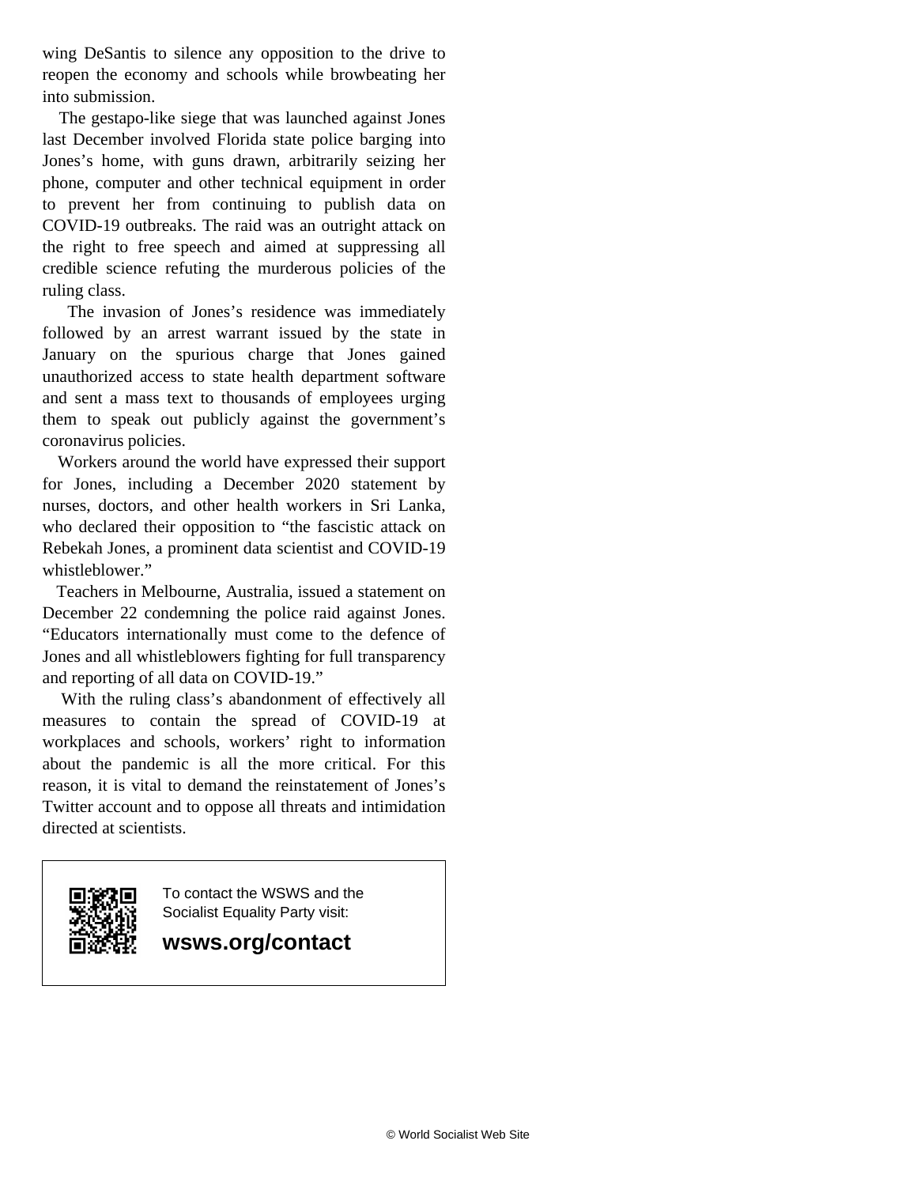wing DeSantis to silence any opposition to the drive to reopen the economy and schools while browbeating her into submission.

The gestapo-like siege that was launched against Jones last December involved Florida state police barging into Jones's home, with guns drawn, arbitrarily seizing her phone, computer and other technical equipment in order to prevent her from continuing to publish data on COVID-19 outbreaks. The raid was an outright attack on the right to free speech and aimed at suppressing all credible science refuting the murderous policies of the ruling class.

The invasion of Jones's residence was immediately followed by an arrest warrant issued by the state in January on the spurious charge that Jones gained unauthorized access to state health department software and sent a mass text to thousands of employees urging them to speak out publicly against the government's coronavirus policies.

Workers around the world have expressed their support for Jones, including a December 2020 statement by nurses, doctors, and other health workers in Sri Lanka, who declared their opposition to "the fascistic attack on Rebekah Jones, a prominent data scientist and COVID-19 whistleblower."

Teachers in Melbourne, Australia, issued a statement on December 22 condemning the police raid against Jones. "Educators internationally must come to the defence of Jones and all whistleblowers fighting for full transparency and reporting of all data on COVID-19."

With the ruling class's abandonment of effectively all measures to contain the spread of COVID-19 at workplaces and schools, workers' right to information about the pandemic is all the more critical. For this reason, it is vital to demand the reinstatement of Jones's Twitter account and to oppose all threats and intimidation directed at scientists.

To contact the WSWS and the Socialist Equality Party visit:

**wsws.org/contact**